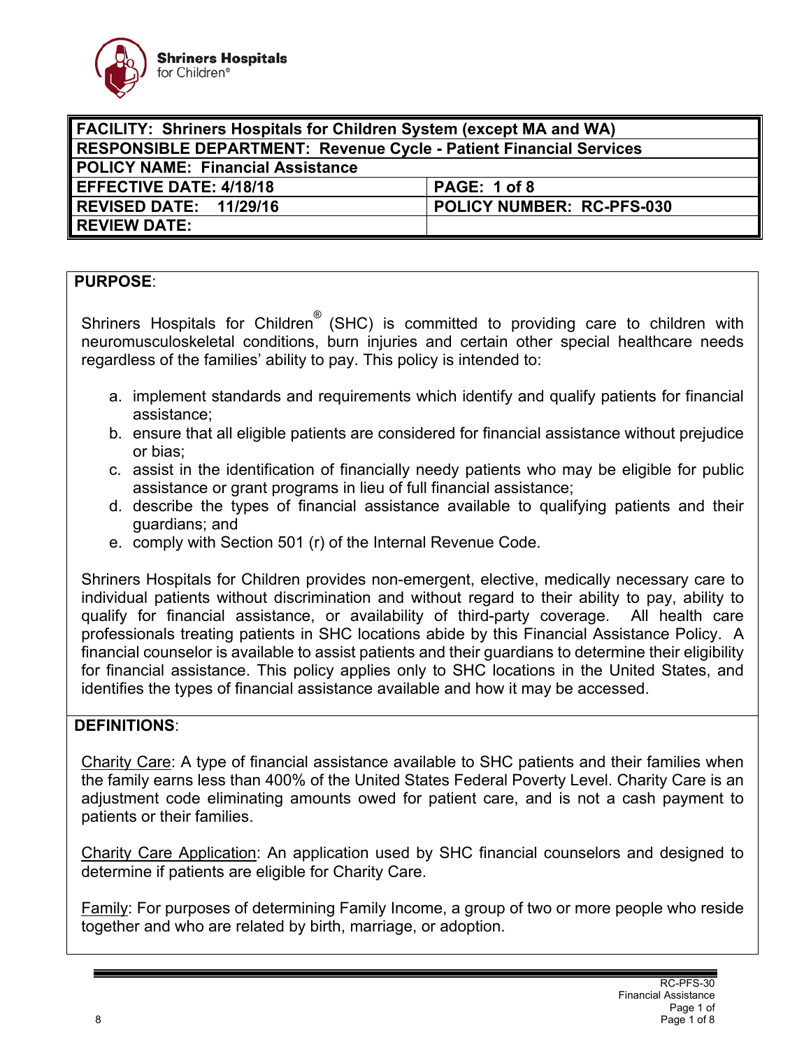| FACILITY: Shriners Hospitals for Children System (except MA and WA) | |
|---|---|
| RESPONSIBLE DEPARTMENT: Revenue Cycle - Patient Financial Services | |
| POLICY NAME: Financial Assistance | |
| EFFECTIVE DATE: 4/18/18 | PAGE: 1 of 8 |
| REVISED DATE: 11/29/16 | POLICY NUMBER: RC-PFS-030 |
| REVIEW DATE: | |

## PURPOSE:

Shriners Hospitals for Children® (SHC) is committed to providing care to children with neuromusculoskeletal conditions, burn injuries and certain other special healthcare needs regardless of the families' ability to pay. This policy is intended to:

a. implement standards and requirements which identify and qualify patients for financial assistance;
b. ensure that all eligible patients are considered for financial assistance without prejudice or bias;
c. assist in the identification of financially needy patients who may be eligible for public assistance or grant programs in lieu of full financial assistance;
d. describe the types of financial assistance available to qualifying patients and their guardians; and
e. comply with Section 501 (r) of the Internal Revenue Code.

Shriners Hospitals for Children provides non-emergent, elective, medically necessary care to individual patients without discrimination and without regard to their ability to pay, ability to qualify for financial assistance, or availability of third-party coverage. All health care professionals treating patients in SHC locations abide by this Financial Assistance Policy. A financial counselor is available to assist patients and their guardians to determine their eligibility for financial assistance. This policy applies only to SHC locations in the United States, and identifies the types of financial assistance available and how it may be accessed.

## DEFINITIONS:

Charity Care: A type of financial assistance available to SHC patients and their families when the family earns less than 400% of the United States Federal Poverty Level. Charity Care is an adjustment code eliminating amounts owed for patient care, and is not a cash payment to patients or their families.

Charity Care Application: An application used by SHC financial counselors and designed to determine if patients are eligible for Charity Care.

Family: For purposes of determining Family Income, a group of two or more people who reside together and who are related by birth, marriage, or adoption.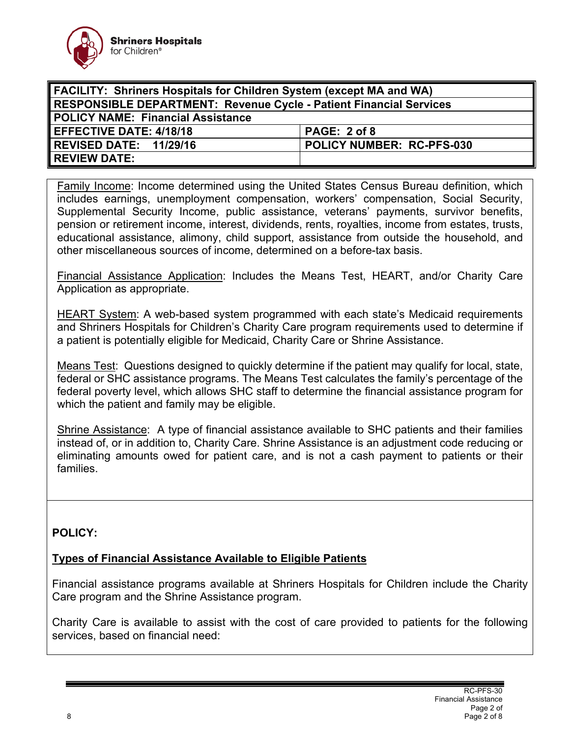| FACILITY: Shriners Hospitals for Children System (except MA and WA) | |
|---|---|
| RESPONSIBLE DEPARTMENT: Revenue Cycle - Patient Financial Services | |
| POLICY NAME: Financial Assistance | |
| EFFECTIVE DATE: 4/18/18 | PAGE: 2 of 8 |
| REVISED DATE: 11/29/16 | POLICY NUMBER: RC-PFS-030 |
| REVIEW DATE: | |

Family Income: Income determined using the United States Census Bureau definition, which includes earnings, unemployment compensation, workers' compensation, Social Security, Supplemental Security Income, public assistance, veterans' payments, survivor benefits, pension or retirement income, interest, dividends, rents, royalties, income from estates, trusts, educational assistance, alimony, child support, assistance from outside the household, and other miscellaneous sources of income, determined on a before-tax basis.

Financial Assistance Application: Includes the Means Test, HEART, and/or Charity Care Application as appropriate.

HEART System: A web-based system programmed with each state's Medicaid requirements and Shriners Hospitals for Children's Charity Care program requirements used to determine if a patient is potentially eligible for Medicaid, Charity Care or Shrine Assistance.

Means Test: Questions designed to quickly determine if the patient may qualify for local, state, federal or SHC assistance programs. The Means Test calculates the family's percentage of the federal poverty level, which allows SHC staff to determine the financial assistance program for which the patient and family may be eligible.

Shrine Assistance: A type of financial assistance available to SHC patients and their families instead of, or in addition to, Charity Care. Shrine Assistance is an adjustment code reducing or eliminating amounts owed for patient care, and is not a cash payment to patients or their families.

**POLICY:**

**Types of Financial Assistance Available to Eligible Patients**

Financial assistance programs available at Shriners Hospitals for Children include the Charity Care program and the Shrine Assistance program.

Charity Care is available to assist with the cost of care provided to patients for the following services, based on financial need: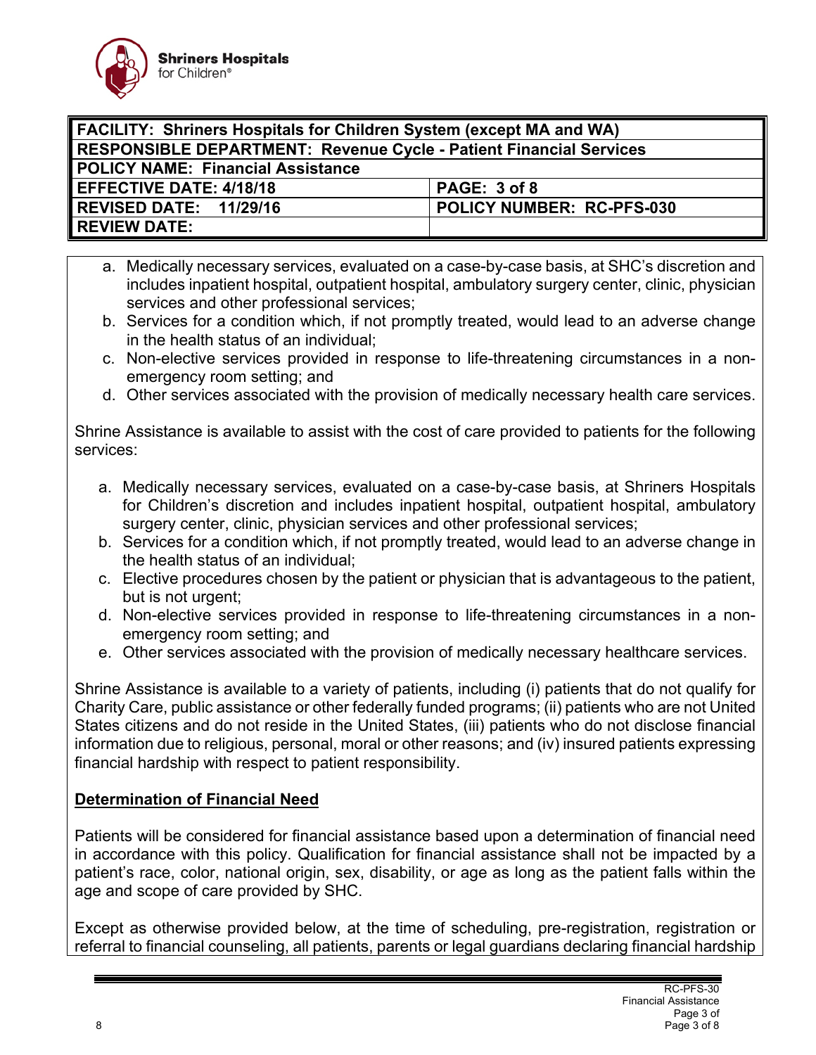| FACILITY: Shriners Hospitals for Children System (except MA and WA) | |
| --- | --- |
| RESPONSIBLE DEPARTMENT: Revenue Cycle - Patient Financial Services | |
| POLICY NAME: Financial Assistance | |
| EFFECTIVE DATE: 4/18/18 | PAGE: 3 of 8 |
| REVISED DATE: 11/29/16 | POLICY NUMBER: RC-PFS-030 |
| REVIEW DATE: | |

a. Medically necessary services, evaluated on a case-by-case basis, at SHC's discretion and includes inpatient hospital, outpatient hospital, ambulatory surgery center, clinic, physician services and other professional services;
b. Services for a condition which, if not promptly treated, would lead to an adverse change in the health status of an individual;
c. Non-elective services provided in response to life-threatening circumstances in a non-emergency room setting; and
d. Other services associated with the provision of medically necessary health care services.

Shrine Assistance is available to assist with the cost of care provided to patients for the following services:

a. Medically necessary services, evaluated on a case-by-case basis, at Shriners Hospitals for Children's discretion and includes inpatient hospital, outpatient hospital, ambulatory surgery center, clinic, physician services and other professional services;
b. Services for a condition which, if not promptly treated, would lead to an adverse change in the health status of an individual;
c. Elective procedures chosen by the patient or physician that is advantageous to the patient, but is not urgent;
d. Non-elective services provided in response to life-threatening circumstances in a non-emergency room setting; and
e. Other services associated with the provision of medically necessary healthcare services.

Shrine Assistance is available to a variety of patients, including (i) patients that do not qualify for Charity Care, public assistance or other federally funded programs; (ii) patients who are not United States citizens and do not reside in the United States, (iii) patients who do not disclose financial information due to religious, personal, moral or other reasons; and (iv) insured patients expressing financial hardship with respect to patient responsibility.

**Determination of Financial Need**

Patients will be considered for financial assistance based upon a determination of financial need in accordance with this policy. Qualification for financial assistance shall not be impacted by a patient's race, color, national origin, sex, disability, or age as long as the patient falls within the age and scope of care provided by SHC.

Except as otherwise provided below, at the time of scheduling, pre-registration, registration or referral to financial counseling, all patients, parents or legal guardians declaring financial hardship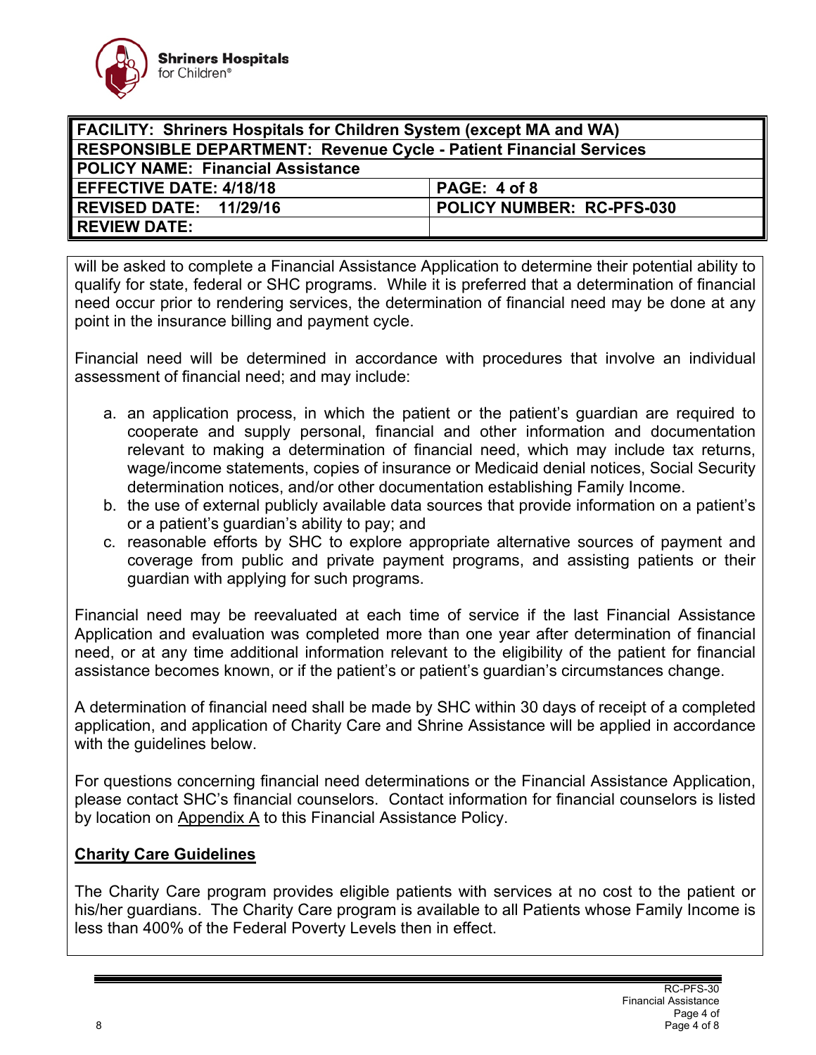will be asked to complete a Financial Assistance Application to determine their potential ability to qualify for state, federal or SHC programs. While it is preferred that a determination of financial need occur prior to rendering services, the determination of financial need may be done at any point in the insurance billing and payment cycle.

Financial need will be determined in accordance with procedures that involve an individual assessment of financial need; and may include:

a. an application process, in which the patient or the patient's guardian are required to cooperate and supply personal, financial and other information and documentation relevant to making a determination of financial need, which may include tax returns, wage/income statements, copies of insurance or Medicaid denial notices, Social Security determination notices, and/or other documentation establishing Family Income.
b. the use of external publicly available data sources that provide information on a patient's or a patient's guardian's ability to pay; and
c. reasonable efforts by SHC to explore appropriate alternative sources of payment and coverage from public and private payment programs, and assisting patients or their guardian with applying for such programs.

Financial need may be reevaluated at each time of service if the last Financial Assistance Application and evaluation was completed more than one year after determination of financial need, or at any time additional information relevant to the eligibility of the patient for financial assistance becomes known, or if the patient's or patient's guardian's circumstances change.

A determination of financial need shall be made by SHC within 30 days of receipt of a completed application, and application of Charity Care and Shrine Assistance will be applied in accordance with the guidelines below.

For questions concerning financial need determinations or the Financial Assistance Application, please contact SHC's financial counselors. Contact information for financial counselors is listed by location on Appendix A to this Financial Assistance Policy.

## Charity Care Guidelines

The Charity Care program provides eligible patients with services at no cost to the patient or his/her guardians. The Charity Care program is available to all Patients whose Family Income is less than 400% of the Federal Poverty Levels then in effect.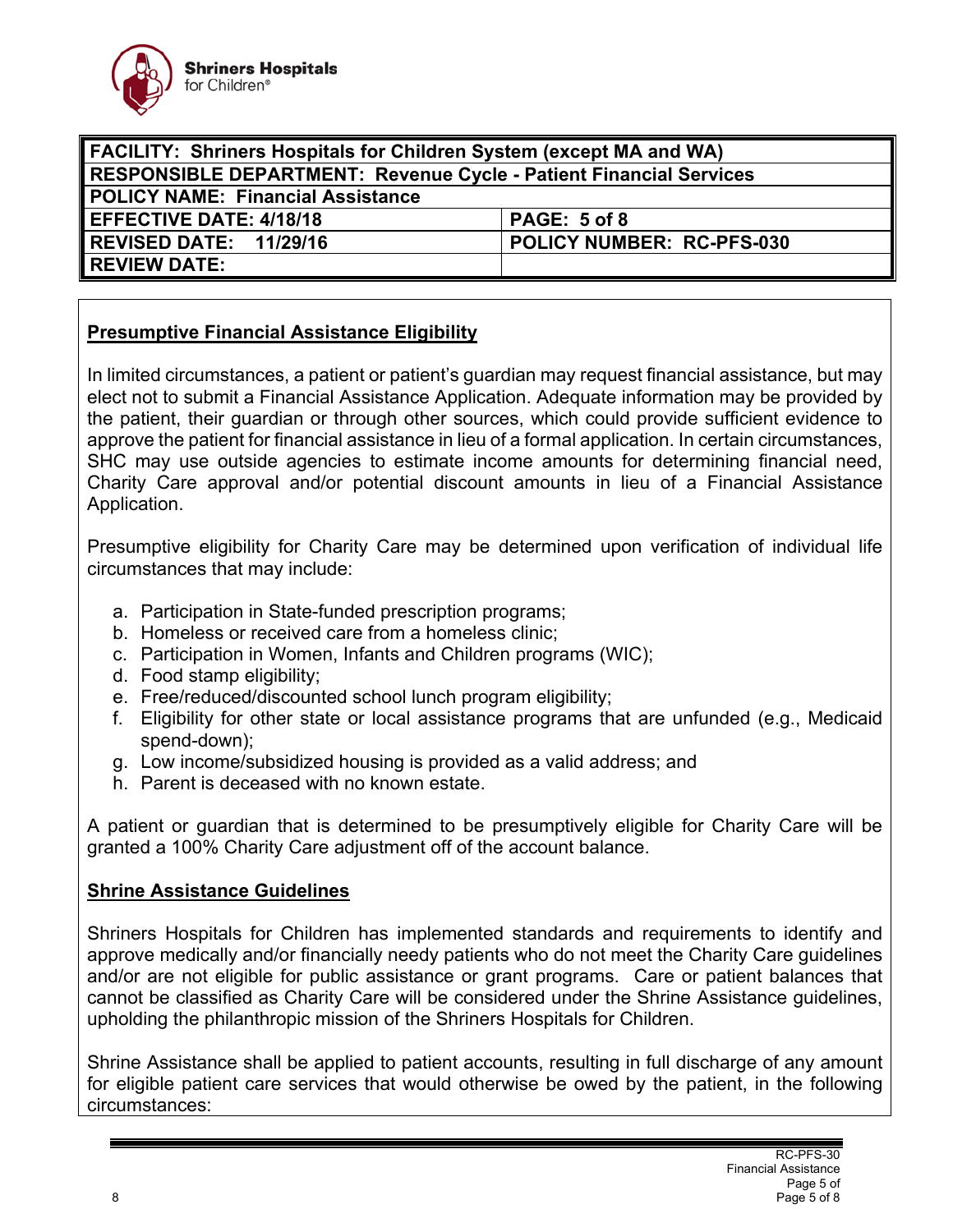| FACILITY: Shriners Hospitals for Children System (except MA and WA) | |
|---|---|
| RESPONSIBLE DEPARTMENT: Revenue Cycle - Patient Financial Services | |
| POLICY NAME: Financial Assistance | |
| EFFECTIVE DATE: 4/18/18 | PAGE: 5 of 8 |
| REVISED DATE: 11/29/16 | POLICY NUMBER: RC-PFS-030 |
| REVIEW DATE: | |

**Presumptive Financial Assistance Eligibility**

In limited circumstances, a patient or patient's guardian may request financial assistance, but may elect not to submit a Financial Assistance Application. Adequate information may be provided by the patient, their guardian or through other sources, which could provide sufficient evidence to approve the patient for financial assistance in lieu of a formal application. In certain circumstances, SHC may use outside agencies to estimate income amounts for determining financial need, Charity Care approval and/or potential discount amounts in lieu of a Financial Assistance Application.

Presumptive eligibility for Charity Care may be determined upon verification of individual life circumstances that may include:

a. Participation in State-funded prescription programs;
b. Homeless or received care from a homeless clinic;
c. Participation in Women, Infants and Children programs (WIC);
d. Food stamp eligibility;
e. Free/reduced/discounted school lunch program eligibility;
f. Eligibility for other state or local assistance programs that are unfunded (e.g., Medicaid spend-down);
g. Low income/subsidized housing is provided as a valid address; and
h. Parent is deceased with no known estate.

A patient or guardian that is determined to be presumptively eligible for Charity Care will be granted a 100% Charity Care adjustment off of the account balance.

**Shrine Assistance Guidelines**

Shriners Hospitals for Children has implemented standards and requirements to identify and approve medically and/or financially needy patients who do not meet the Charity Care guidelines and/or are not eligible for public assistance or grant programs. Care or patient balances that cannot be classified as Charity Care will be considered under the Shrine Assistance guidelines, upholding the philanthropic mission of the Shriners Hospitals for Children.

Shrine Assistance shall be applied to patient accounts, resulting in full discharge of any amount for eligible patient care services that would otherwise be owed by the patient, in the following circumstances: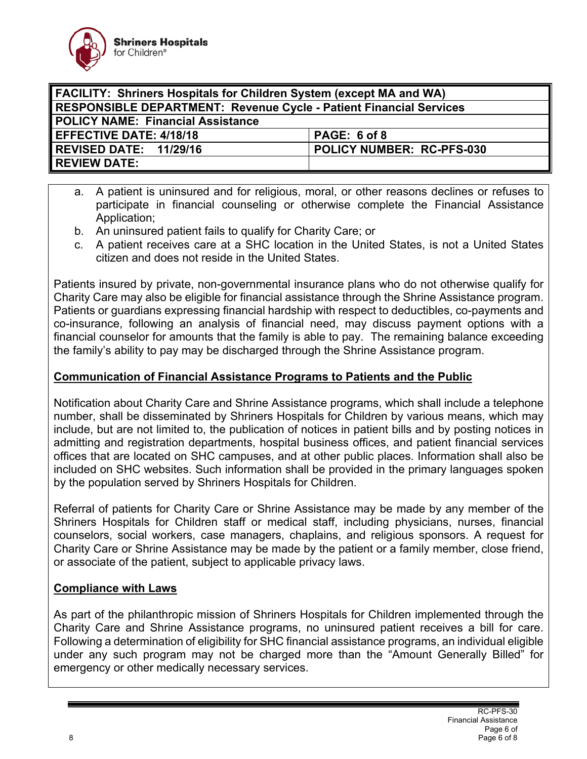| FACILITY: Shriners Hospitals for Children System (except MA and WA) | |
|---|---|
| RESPONSIBLE DEPARTMENT: Revenue Cycle - Patient Financial Services | |
| POLICY NAME: Financial Assistance | |
| EFFECTIVE DATE: 4/18/18 | PAGE: 6 of 8 |
| REVISED DATE: 11/29/16 | POLICY NUMBER: RC-PFS-030 |
| REVIEW DATE: | |

a. A patient is uninsured and for religious, moral, or other reasons declines or refuses to participate in financial counseling or otherwise complete the Financial Assistance Application;
b. An uninsured patient fails to qualify for Charity Care; or
c. A patient receives care at a SHC location in the United States, is not a United States citizen and does not reside in the United States.

Patients insured by private, non-governmental insurance plans who do not otherwise qualify for Charity Care may also be eligible for financial assistance through the Shrine Assistance program. Patients or guardians expressing financial hardship with respect to deductibles, co-payments and co-insurance, following an analysis of financial need, may discuss payment options with a financial counselor for amounts that the family is able to pay. The remaining balance exceeding the family's ability to pay may be discharged through the Shrine Assistance program.

**Communication of Financial Assistance Programs to Patients and the Public**

Notification about Charity Care and Shrine Assistance programs, which shall include a telephone number, shall be disseminated by Shriners Hospitals for Children by various means, which may include, but are not limited to, the publication of notices in patient bills and by posting notices in admitting and registration departments, hospital business offices, and patient financial services offices that are located on SHC campuses, and at other public places. Information shall also be included on SHC websites. Such information shall be provided in the primary languages spoken by the population served by Shriners Hospitals for Children.

Referral of patients for Charity Care or Shrine Assistance may be made by any member of the Shriners Hospitals for Children staff or medical staff, including physicians, nurses, financial counselors, social workers, case managers, chaplains, and religious sponsors. A request for Charity Care or Shrine Assistance may be made by the patient or a family member, close friend, or associate of the patient, subject to applicable privacy laws.

**Compliance with Laws**

As part of the philanthropic mission of Shriners Hospitals for Children implemented through the Charity Care and Shrine Assistance programs, no uninsured patient receives a bill for care. Following a determination of eligibility for SHC financial assistance programs, an individual eligible under any such program may not be charged more than the "Amount Generally Billed" for emergency or other medically necessary services.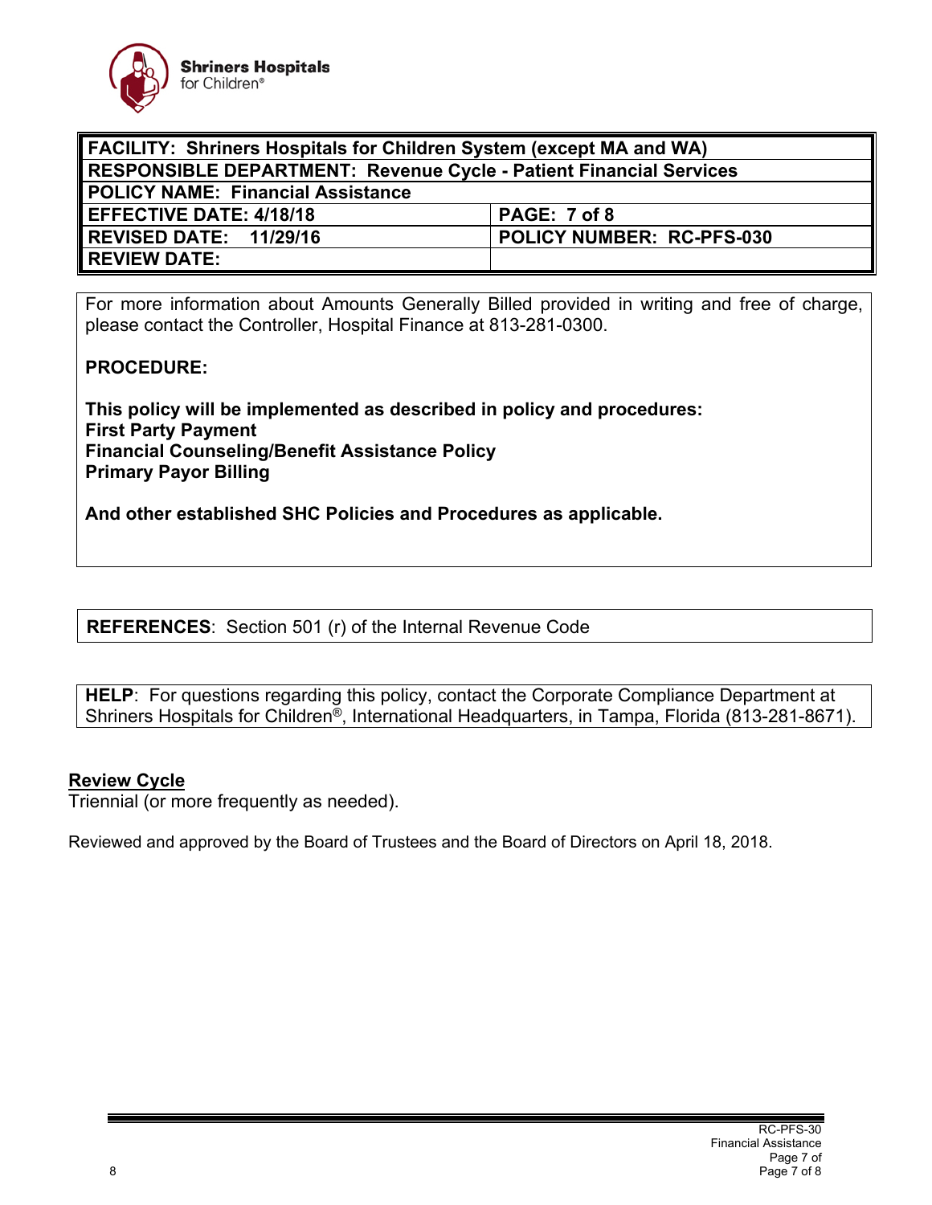| FACILITY: Shriners Hospitals for Children System (except MA and WA) | |
|---|---|
| RESPONSIBLE DEPARTMENT: Revenue Cycle - Patient Financial Services | |
| POLICY NAME: Financial Assistance | |
| EFFECTIVE DATE: 4/18/18 | PAGE: 7 of 8 |
| REVISED DATE: 11/29/16 | POLICY NUMBER: RC-PFS-030 |
| REVIEW DATE: | |

For more information about Amounts Generally Billed provided in writing and free of charge, please contact the Controller, Hospital Finance at 813-281-0300.

**PROCEDURE:**

**This policy will be implemented as described in policy and procedures:**
**First Party Payment**
**Financial Counseling/Benefit Assistance Policy**
**Primary Payor Billing**

**And other established SHC Policies and Procedures as applicable.**

**REFERENCES**: Section 501 (r) of the Internal Revenue Code

**HELP**: For questions regarding this policy, contact the Corporate Compliance Department at Shriners Hospitals for Children®, International Headquarters, in Tampa, Florida (813-281-8671).

**Review Cycle**

Triennial (or more frequently as needed).

Reviewed and approved by the Board of Trustees and the Board of Directors on April 18, 2018.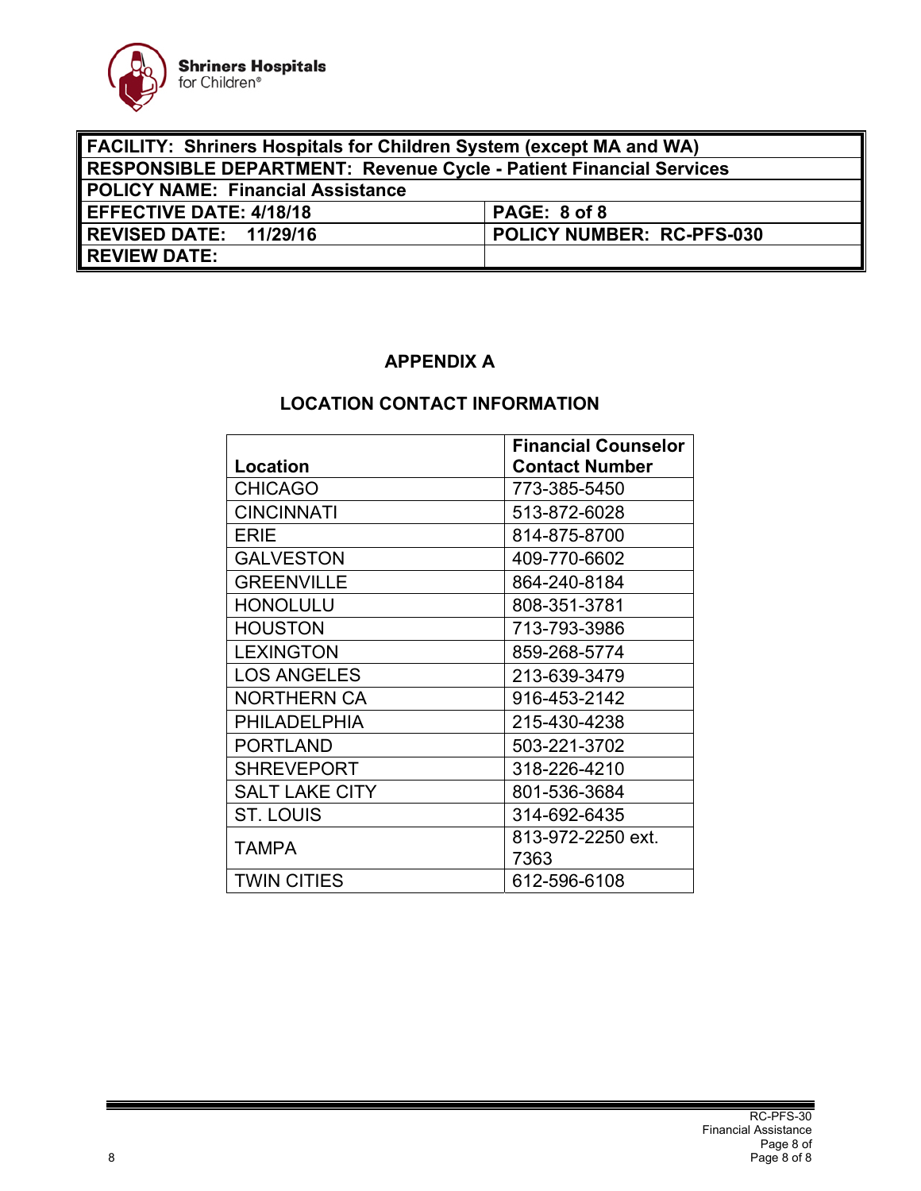| | |
|---|---|
| **FACILITY: Shriners Hospitals for Children System (except MA and WA)** | |
| **RESPONSIBLE DEPARTMENT: Revenue Cycle - Patient Financial Services** | |
| **POLICY NAME: Financial Assistance** | |
| **EFFECTIVE DATE: 4/18/18** | **PAGE: 8 of 8** |
| **REVISED DATE: 11/29/16** | **POLICY NUMBER: RC-PFS-030** |
| **REVIEW DATE:** | |

## APPENDIX A

## LOCATION CONTACT INFORMATION

| Location | Financial Counselor Contact Number |
|---|---|
| CHICAGO | 773-385-5450 |
| CINCINNATI | 513-872-6028 |
| ERIE | 814-875-8700 |
| GALVESTON | 409-770-6602 |
| GREENVILLE | 864-240-8184 |
| HONOLULU | 808-351-3781 |
| HOUSTON | 713-793-3986 |
| LEXINGTON | 859-268-5774 |
| LOS ANGELES | 213-639-3479 |
| NORTHERN CA | 916-453-2142 |
| PHILADELPHIA | 215-430-4238 |
| PORTLAND | 503-221-3702 |
| SHREVEPORT | 318-226-4210 |
| SALT LAKE CITY | 801-536-3684 |
| ST. LOUIS | 314-692-6435 |
| TAMPA | 813-972-2250 ext. 7363 |
| TWIN CITIES | 612-596-6108 |